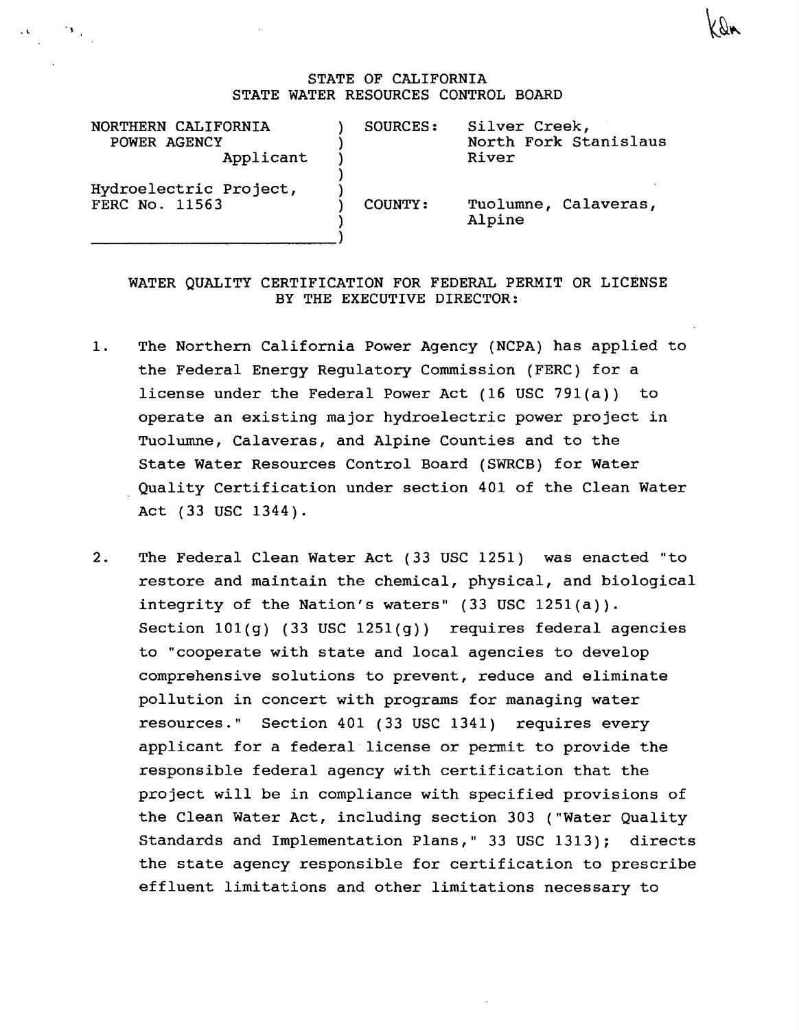STATE OF CALIFORNIA
STATE WATER RESOURCES CONTROL BOARD

| | | |
|---|---|---|
| NORTHERN CALIFORNIA POWER AGENCY Applicant | SOURCES: | Silver Creek, North Fork Stanislaus River |
| Hydroelectric Project, FERC No. 11563 | COUNTY: | Tuolumne, Calaveras, Alpine |

WATER QUALITY CERTIFICATION FOR FEDERAL PERMIT OR LICENSE BY THE EXECUTIVE DIRECTOR:

1. The Northern California Power Agency (NCPA) has applied to the Federal Energy Regulatory Commission (FERC) for a license under the Federal Power Act (16 USC 791(a)) to operate an existing major hydroelectric power project in Tuolumne, Calaveras, and Alpine Counties and to the State Water Resources Control Board (SWRCB) for Water Quality Certification under section 401 of the Clean Water Act (33 USC 1344).

2. The Federal Clean Water Act (33 USC 1251) was enacted "to restore and maintain the chemical, physical, and biological integrity of the Nation's waters" (33 USC 1251(a)). Section 101(g) (33 USC 1251(g)) requires federal agencies to "cooperate with state and local agencies to develop comprehensive solutions to prevent, reduce and eliminate pollution in concert with programs for managing water resources." Section 401 (33 USC 1341) requires every applicant for a federal license or permit to provide the responsible federal agency with certification that the project will be in compliance with specified provisions of the Clean Water Act, including section 303 ("Water Quality Standards and Implementation Plans," 33 USC 1313); directs the state agency responsible for certification to prescribe effluent limitations and other limitations necessary to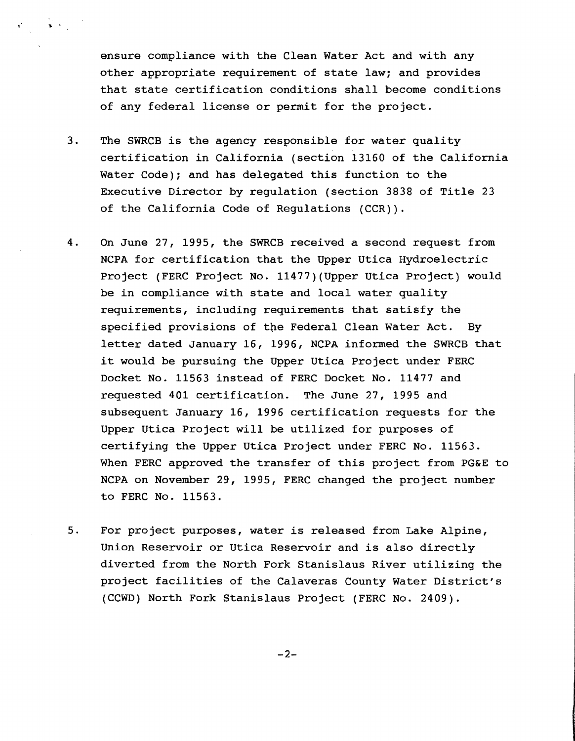ensure compliance with the Clean Water Act and with any other appropriate requirement of state law; and provides that state certification conditions shall become conditions of any federal license or permit for the project.

3. The SWRCB is the agency responsible for water quality certification in California (section 13160 of the California Water Code); and has delegated this function to the Executive Director by regulation (section 3838 of Title 23 of the California Code of Regulations (CCR)).

4. On June 27, 1995, the SWRCB received a second request from NCPA for certification that the Upper Utica Hydroelectric Project (FERC Project No. 11477)(Upper Utica Project) would be in compliance with state and local water quality requirements, including requirements that satisfy the specified provisions of the Federal Clean Water Act. By letter dated January 16, 1996, NCPA informed the SWRCB that it would be pursuing the Upper Utica Project under FERC Docket No. 11563 instead of FERC Docket No. 11477 and requested 401 certification. The June 27, 1995 and subsequent January 16, 1996 certification requests for the Upper Utica Project will be utilized for purposes of certifying the Upper Utica Project under FERC No. 11563. When FERC approved the transfer of this project from PG&E to NCPA on November 29, 1995, FERC changed the project number to FERC No. 11563.

5. For project purposes, water is released from Lake Alpine, Union Reservoir or Utica Reservoir and is also directly diverted from the North Fork Stanislaus River utilizing the project facilities of the Calaveras County Water District's (CCWD) North Fork Stanislaus Project (FERC No. 2409).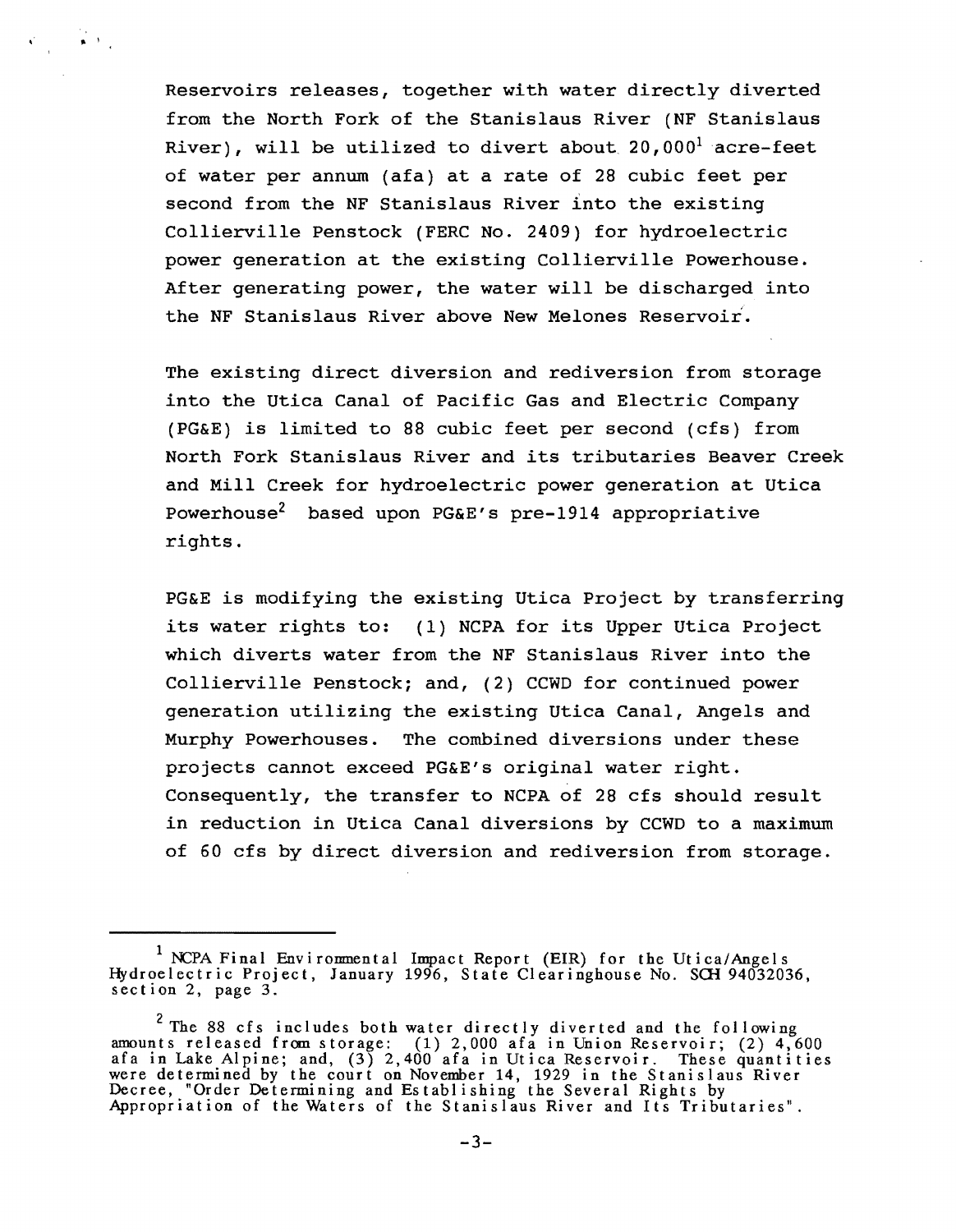Reservoirs releases, together with water directly diverted from the North Fork of the Stanislaus River (NF Stanislaus River), will be utilized to divert about 20,000[1] acre-feet of water per annum (afa) at a rate of 28 cubic feet per second from the NF Stanislaus River into the existing Collierville Penstock (FERC No. 2409) for hydroelectric power generation at the existing Collierville Powerhouse. After generating power, the water will be discharged into the NF Stanislaus River above New Melones Reservoir.

The existing direct diversion and rediversion from storage into the Utica Canal of Pacific Gas and Electric Company (PG&E) is limited to 88 cubic feet per second (cfs) from North Fork Stanislaus River and its tributaries Beaver Creek and Mill Creek for hydroelectric power generation at Utica Powerhouse[2] based upon PG&E's pre-1914 appropriative rights.

PG&E is modifying the existing Utica Project by transferring its water rights to: (1) NCPA for its Upper Utica Project which diverts water from the NF Stanislaus River into the Collierville Penstock; and, (2) CCWD for continued power generation utilizing the existing Utica Canal, Angels and Murphy Powerhouses. The combined diversions under these projects cannot exceed PG&E's original water right. Consequently, the transfer to NCPA of 28 cfs should result in reduction in Utica Canal diversions by CCWD to a maximum of 60 cfs by direct diversion and rediversion from storage.

---

[1] NCPA Final Environmental Impact Report (EIR) for the Utica/Angels Hydroelectric Project, January 1996, State Clearinghouse No. SCH 94032036, section 2, page 3.

[2] The 88 cfs includes both water directly diverted and the following amounts released from storage: (1) 2,000 afa in Union Reservoir; (2) 4,600 afa in Lake Alpine; and, (3) 2,400 afa in Utica Reservoir. These quantities were determined by the court on November 14, 1929 in the Stanislaus River Decree, "Order Determining and Establishing the Several Rights by Appropriation of the Waters of the Stanislaus River and Its Tributaries".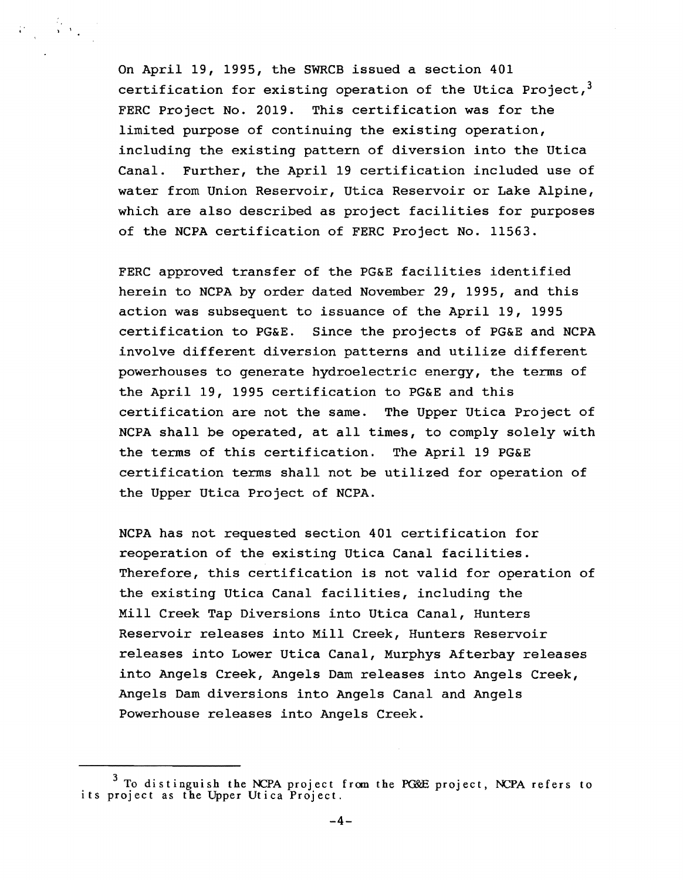On April 19, 1995, the SWRCB issued a section 401 certification for existing operation of the Utica Project,[3] FERC Project No. 2019. This certification was for the limited purpose of continuing the existing operation, including the existing pattern of diversion into the Utica Canal. Further, the April 19 certification included use of water from Union Reservoir, Utica Reservoir or Lake Alpine, which are also described as project facilities for purposes of the NCPA certification of FERC Project No. 11563.

FERC approved transfer of the PG&E facilities identified herein to NCPA by order dated November 29, 1995, and this action was subsequent to issuance of the April 19, 1995 certification to PG&E. Since the projects of PG&E and NCPA involve different diversion patterns and utilize different powerhouses to generate hydroelectric energy, the terms of the April 19, 1995 certification to PG&E and this certification are not the same. The Upper Utica Project of NCPA shall be operated, at all times, to comply solely with the terms of this certification. The April 19 PG&E certification terms shall not be utilized for operation of the Upper Utica Project of NCPA.

NCPA has not requested section 401 certification for reoperation of the existing Utica Canal facilities. Therefore, this certification is not valid for operation of the existing Utica Canal facilities, including the Mill Creek Tap Diversions into Utica Canal, Hunters Reservoir releases into Mill Creek, Hunters Reservoir releases into Lower Utica Canal, Murphys Afterbay releases into Angels Creek, Angels Dam releases into Angels Creek, Angels Dam diversions into Angels Canal and Angels Powerhouse releases into Angels Creek.

[3] To distinguish the NCPA project from the PG&E project, NCPA refers to its project as the Upper Utica Project.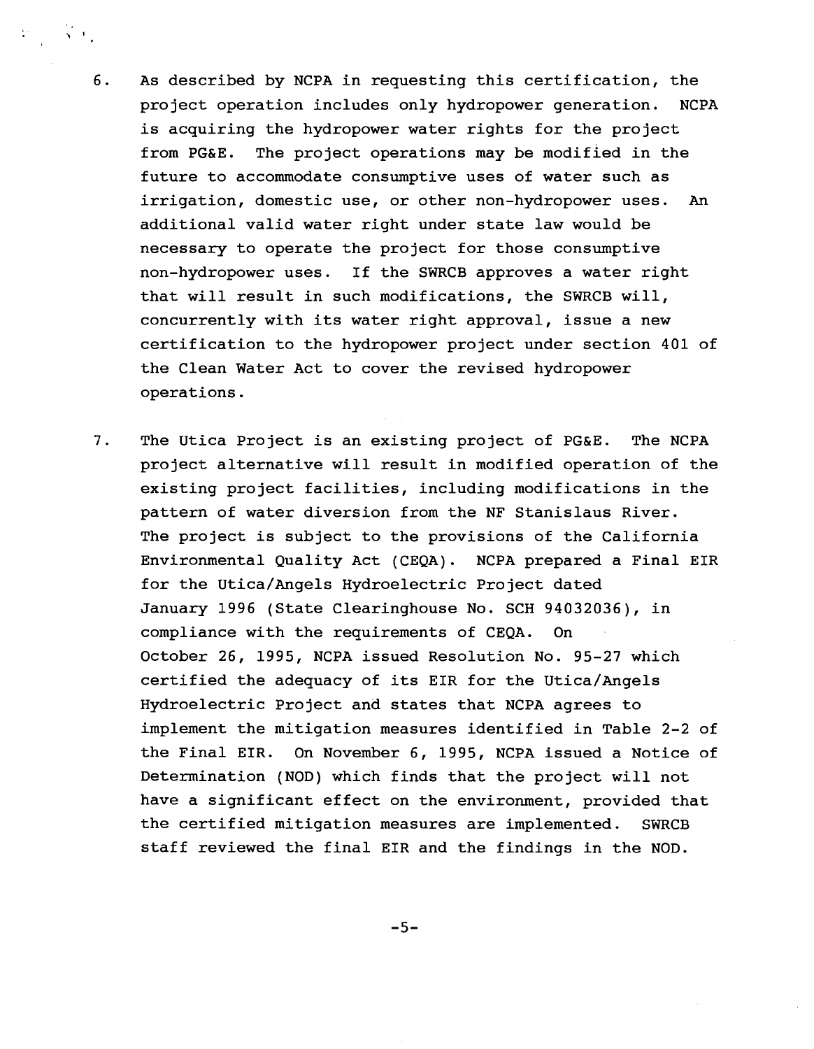6. As described by NCPA in requesting this certification, the project operation includes only hydropower generation. NCPA is acquiring the hydropower water rights for the project from PG&E. The project operations may be modified in the future to accommodate consumptive uses of water such as irrigation, domestic use, or other non-hydropower uses. An additional valid water right under state law would be necessary to operate the project for those consumptive non-hydropower uses. If the SWRCB approves a water right that will result in such modifications, the SWRCB will, concurrently with its water right approval, issue a new certification to the hydropower project under section 401 of the Clean Water Act to cover the revised hydropower operations.

7. The Utica Project is an existing project of PG&E. The NCPA project alternative will result in modified operation of the existing project facilities, including modifications in the pattern of water diversion from the NF Stanislaus River. The project is subject to the provisions of the California Environmental Quality Act (CEQA). NCPA prepared a Final EIR for the Utica/Angels Hydroelectric Project dated January 1996 (State Clearinghouse No. SCH 94032036), in compliance with the requirements of CEQA. On October 26, 1995, NCPA issued Resolution No. 95-27 which certified the adequacy of its EIR for the Utica/Angels Hydroelectric Project and states that NCPA agrees to implement the mitigation measures identified in Table 2-2 of the Final EIR. On November 6, 1995, NCPA issued a Notice of Determination (NOD) which finds that the project will not have a significant effect on the environment, provided that the certified mitigation measures are implemented. SWRCB staff reviewed the final EIR and the findings in the NOD.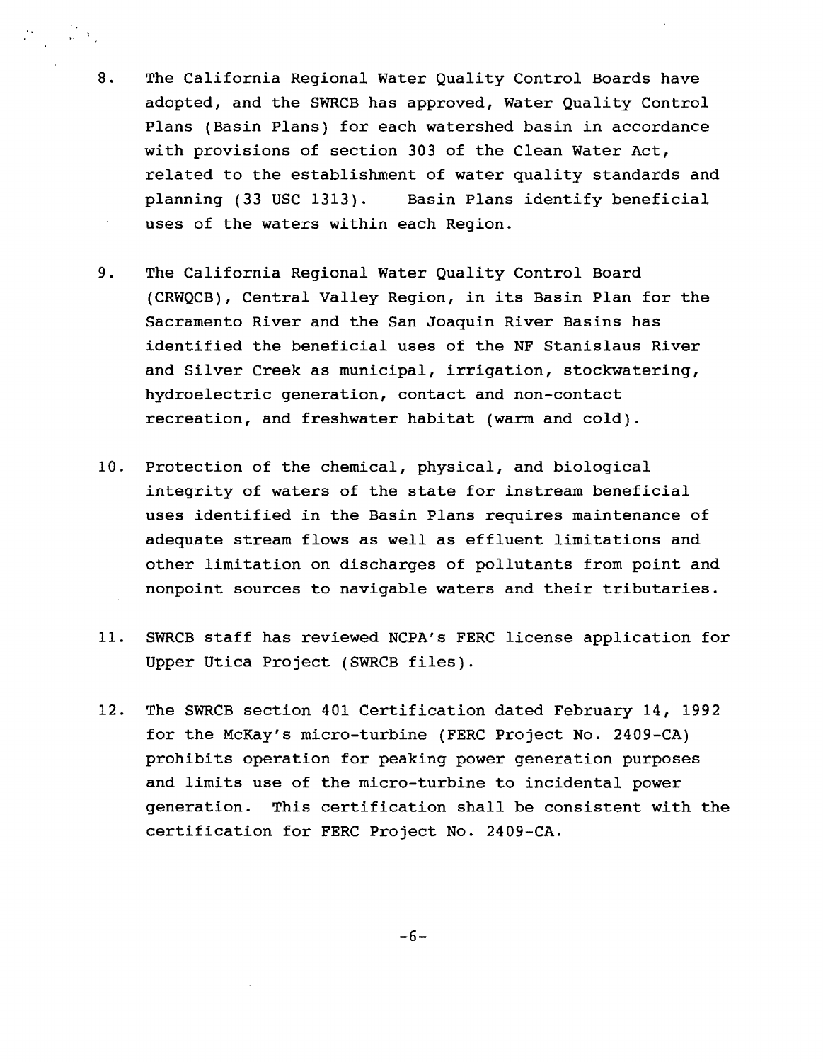8. The California Regional Water Quality Control Boards have adopted, and the SWRCB has approved, Water Quality Control Plans (Basin Plans) for each watershed basin in accordance with provisions of section 303 of the Clean Water Act, related to the establishment of water quality standards and planning (33 USC 1313). Basin Plans identify beneficial uses of the waters within each Region.

9. The California Regional Water Quality Control Board (CRWQCB), Central Valley Region, in its Basin Plan for the Sacramento River and the San Joaquin River Basins has identified the beneficial uses of the NF Stanislaus River and Silver Creek as municipal, irrigation, stockwatering, hydroelectric generation, contact and non-contact recreation, and freshwater habitat (warm and cold).

10. Protection of the chemical, physical, and biological integrity of waters of the state for instream beneficial uses identified in the Basin Plans requires maintenance of adequate stream flows as well as effluent limitations and other limitation on discharges of pollutants from point and nonpoint sources to navigable waters and their tributaries.

11. SWRCB staff has reviewed NCPA's FERC license application for Upper Utica Project (SWRCB files).

12. The SWRCB section 401 Certification dated February 14, 1992 for the McKay's micro-turbine (FERC Project No. 2409-CA) prohibits operation for peaking power generation purposes and limits use of the micro-turbine to incidental power generation. This certification shall be consistent with the certification for FERC Project No. 2409-CA.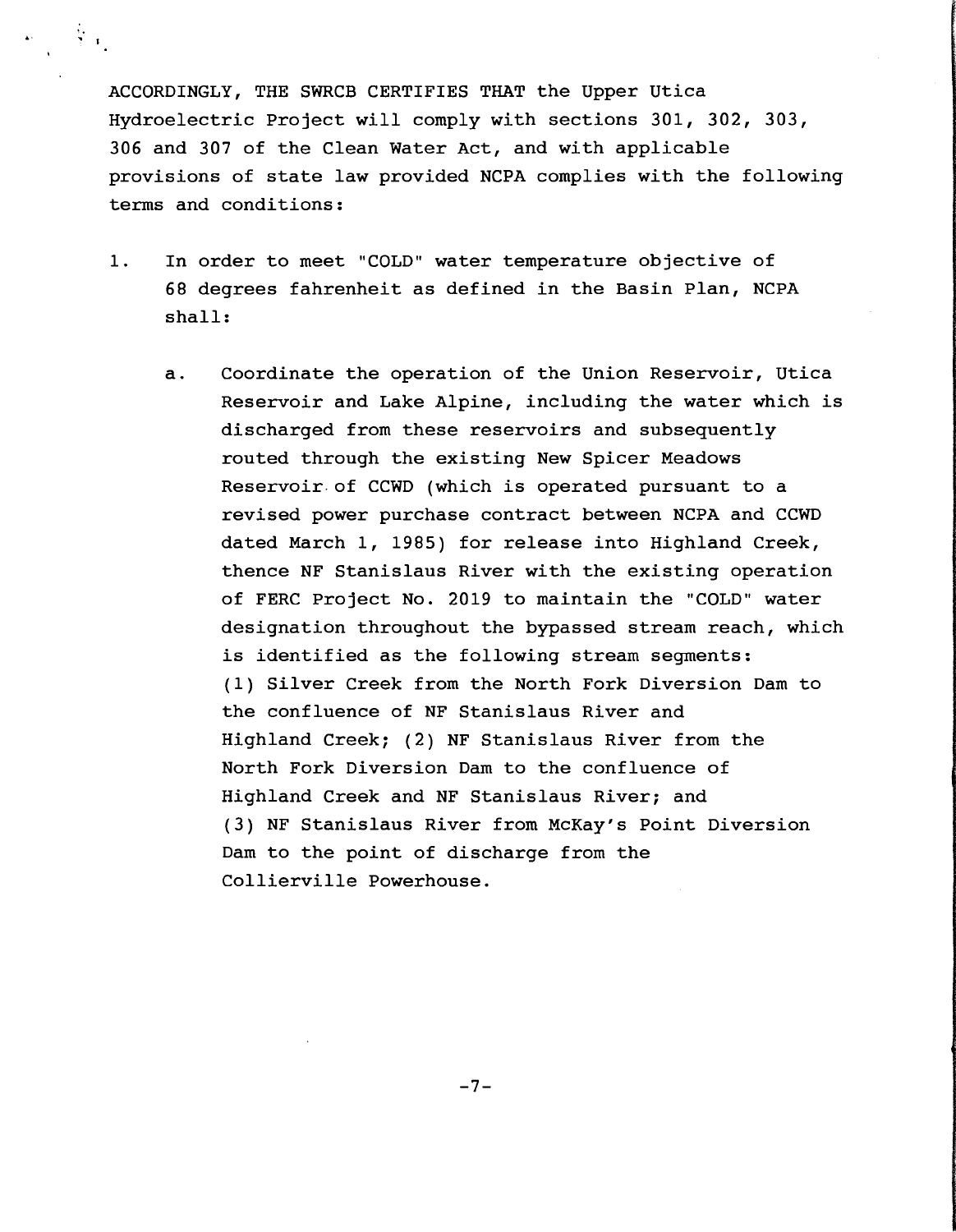ACCORDINGLY, THE SWRCB CERTIFIES THAT the Upper Utica Hydroelectric Project will comply with sections 301, 302, 303, 306 and 307 of the Clean Water Act, and with applicable provisions of state law provided NCPA complies with the following terms and conditions:

1. In order to meet "COLD" water temperature objective of 68 degrees fahrenheit as defined in the Basin Plan, NCPA shall:

   a. Coordinate the operation of the Union Reservoir, Utica Reservoir and Lake Alpine, including the water which is discharged from these reservoirs and subsequently routed through the existing New Spicer Meadows Reservoir of CCWD (which is operated pursuant to a revised power purchase contract between NCPA and CCWD dated March 1, 1985) for release into Highland Creek, thence NF Stanislaus River with the existing operation of FERC Project No. 2019 to maintain the "COLD" water designation throughout the bypassed stream reach, which is identified as the following stream segments: (1) Silver Creek from the North Fork Diversion Dam to the confluence of NF Stanislaus River and Highland Creek; (2) NF Stanislaus River from the North Fork Diversion Dam to the confluence of Highland Creek and NF Stanislaus River; and (3) NF Stanislaus River from McKay's Point Diversion Dam to the point of discharge from the Collierville Powerhouse.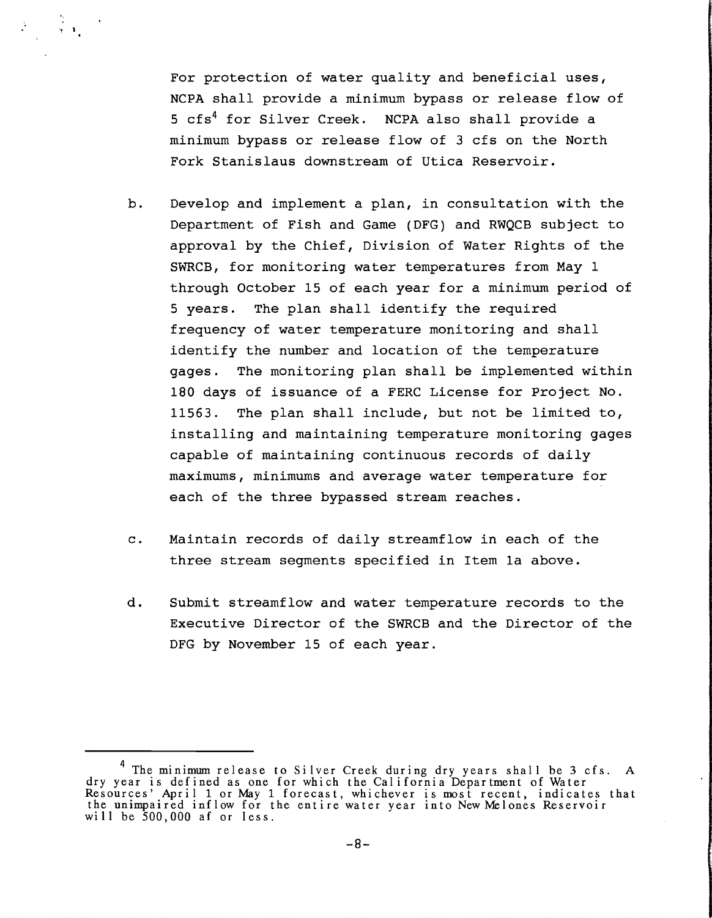For protection of water quality and beneficial uses, NCPA shall provide a minimum bypass or release flow of 5 cfs[4] for Silver Creek. NCPA also shall provide a minimum bypass or release flow of 3 cfs on the North Fork Stanislaus downstream of Utica Reservoir.

b. Develop and implement a plan, in consultation with the Department of Fish and Game (DFG) and RWQCB subject to approval by the Chief, Division of Water Rights of the SWRCB, for monitoring water temperatures from May 1 through October 15 of each year for a minimum period of 5 years. The plan shall identify the required frequency of water temperature monitoring and shall identify the number and location of the temperature gages. The monitoring plan shall be implemented within 180 days of issuance of a FERC License for Project No. 11563. The plan shall include, but not be limited to, installing and maintaining temperature monitoring gages capable of maintaining continuous records of daily maximums, minimums and average water temperature for each of the three bypassed stream reaches.

c. Maintain records of daily streamflow in each of the three stream segments specified in Item 1a above.

d. Submit streamflow and water temperature records to the Executive Director of the SWRCB and the Director of the DFG by November 15 of each year.

---

[4] The minimum release to Silver Creek during dry years shall be 3 cfs. A dry year is defined as one for which the California Department of Water Resources' April 1 or May 1 forecast, whichever is most recent, indicates that the unimpaired inflow for the entire water year into New Melones Reservoir will be 500,000 af or less.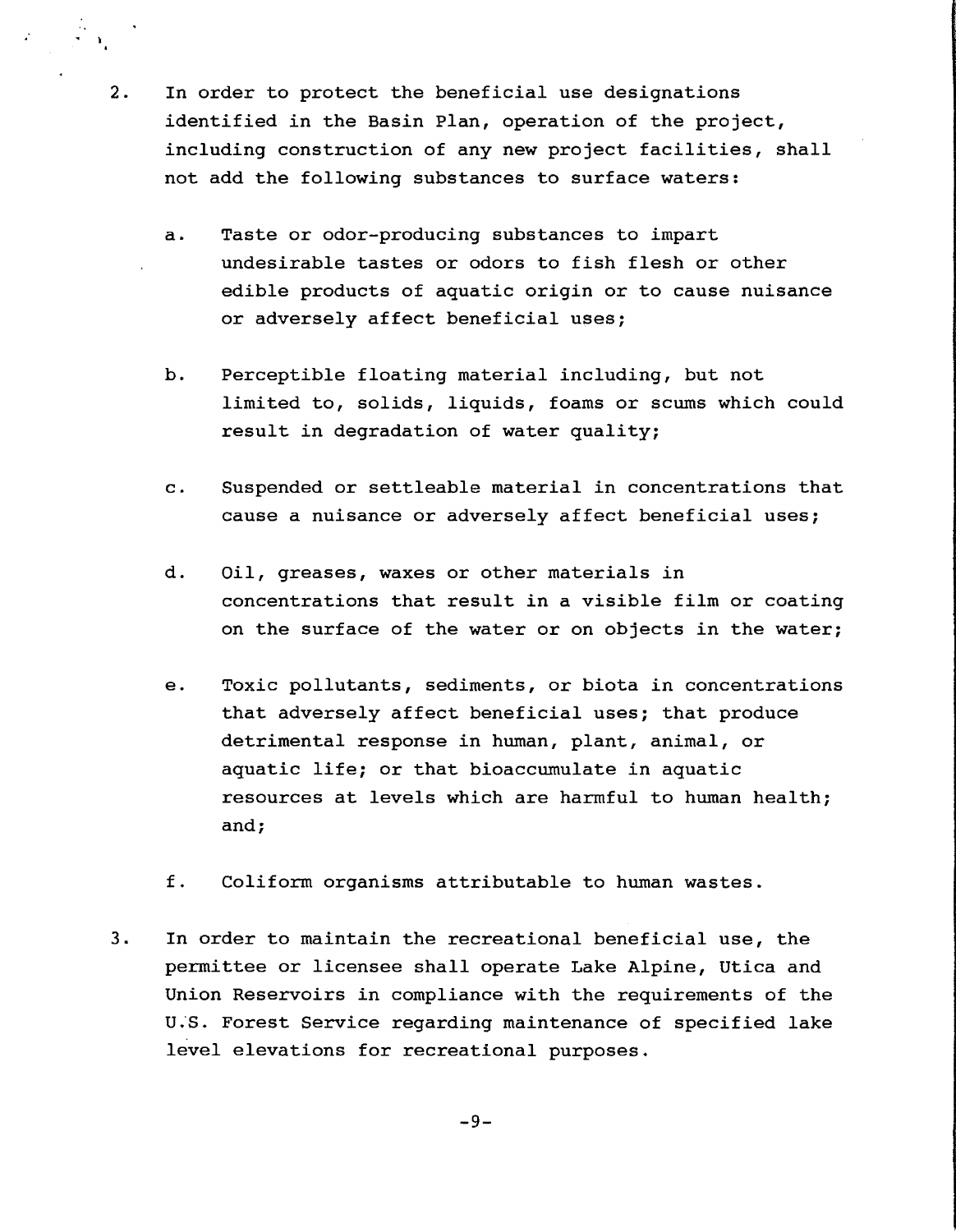2. In order to protect the beneficial use designations identified in the Basin Plan, operation of the project, including construction of any new project facilities, shall not add the following substances to surface waters:

   a. Taste or odor-producing substances to impart undesirable tastes or odors to fish flesh or other edible products of aquatic origin or to cause nuisance or adversely affect beneficial uses;

   b. Perceptible floating material including, but not limited to, solids, liquids, foams or scums which could result in degradation of water quality;

   c. Suspended or settleable material in concentrations that cause a nuisance or adversely affect beneficial uses;

   d. Oil, greases, waxes or other materials in concentrations that result in a visible film or coating on the surface of the water or on objects in the water;

   e. Toxic pollutants, sediments, or biota in concentrations that adversely affect beneficial uses; that produce detrimental response in human, plant, animal, or aquatic life; or that bioaccumulate in aquatic resources at levels which are harmful to human health; and;

   f. Coliform organisms attributable to human wastes.

3. In order to maintain the recreational beneficial use, the permittee or licensee shall operate Lake Alpine, Utica and Union Reservoirs in compliance with the requirements of the U.S. Forest Service regarding maintenance of specified lake level elevations for recreational purposes.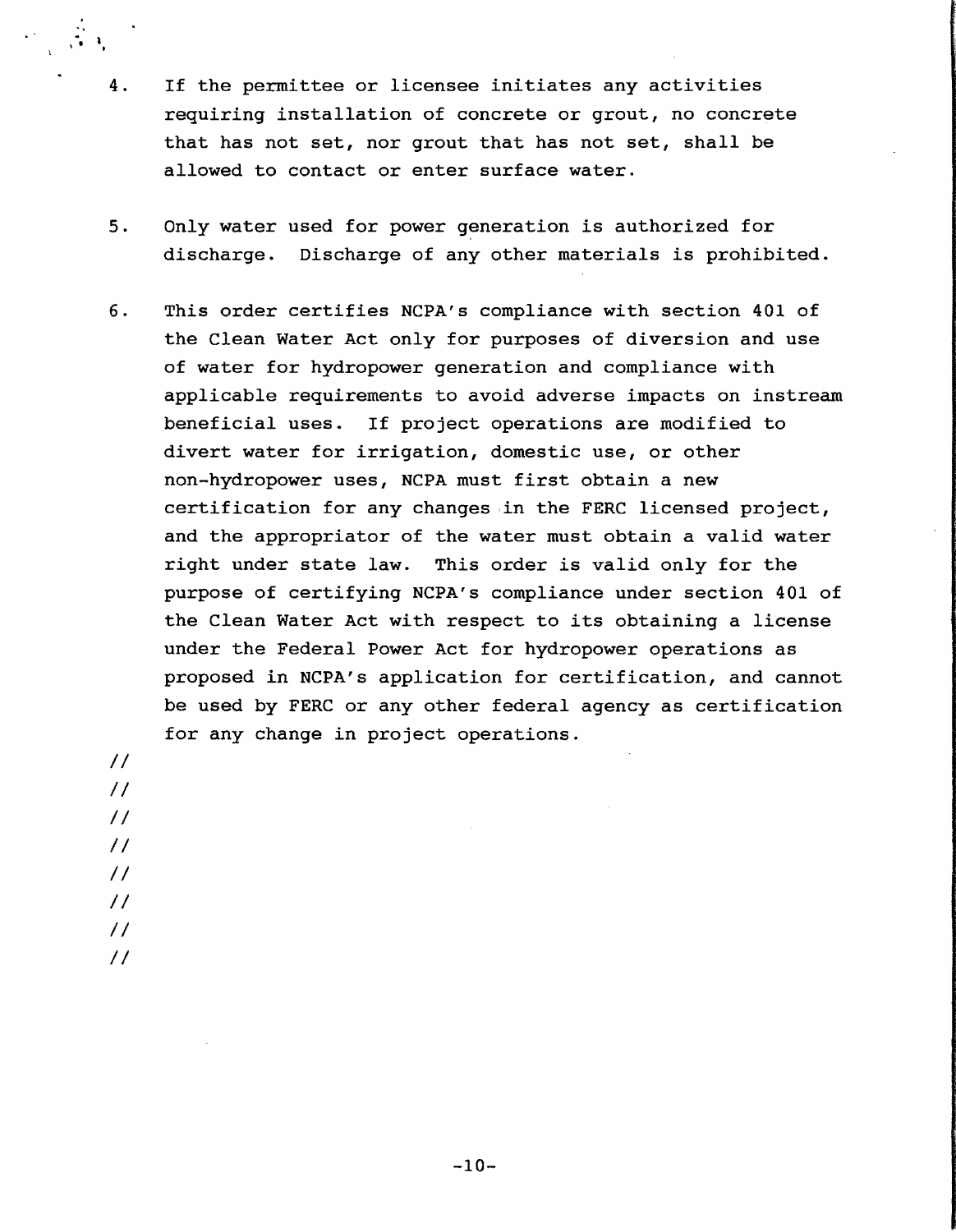4. If the permittee or licensee initiates any activities requiring installation of concrete or grout, no concrete that has not set, nor grout that has not set, shall be allowed to contact or enter surface water.

5. Only water used for power generation is authorized for discharge. Discharge of any other materials is prohibited.

6. This order certifies NCPA's compliance with section 401 of the Clean Water Act only for purposes of diversion and use of water for hydropower generation and compliance with applicable requirements to avoid adverse impacts on instream beneficial uses. If project operations are modified to divert water for irrigation, domestic use, or other non-hydropower uses, NCPA must first obtain a new certification for any changes in the FERC licensed project, and the appropriator of the water must obtain a valid water right under state law. This order is valid only for the purpose of certifying NCPA's compliance under section 401 of the Clean Water Act with respect to its obtaining a license under the Federal Power Act for hydropower operations as proposed in NCPA's application for certification, and cannot be used by FERC or any other federal agency as certification for any change in project operations.

//

//

//

//

//

//

//

//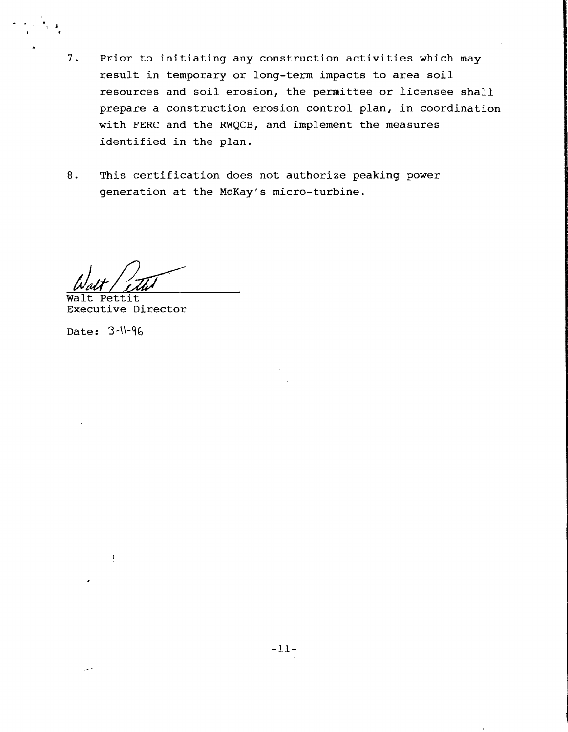7. Prior to initiating any construction activities which may result in temporary or long-term impacts to area soil resources and soil erosion, the permittee or licensee shall prepare a construction erosion control plan, in coordination with FERC and the RWQCB, and implement the measures identified in the plan.

8. This certification does not authorize peaking power generation at the McKay's micro-turbine.

Walt Pettit
Executive Director

Date: 3-11-96